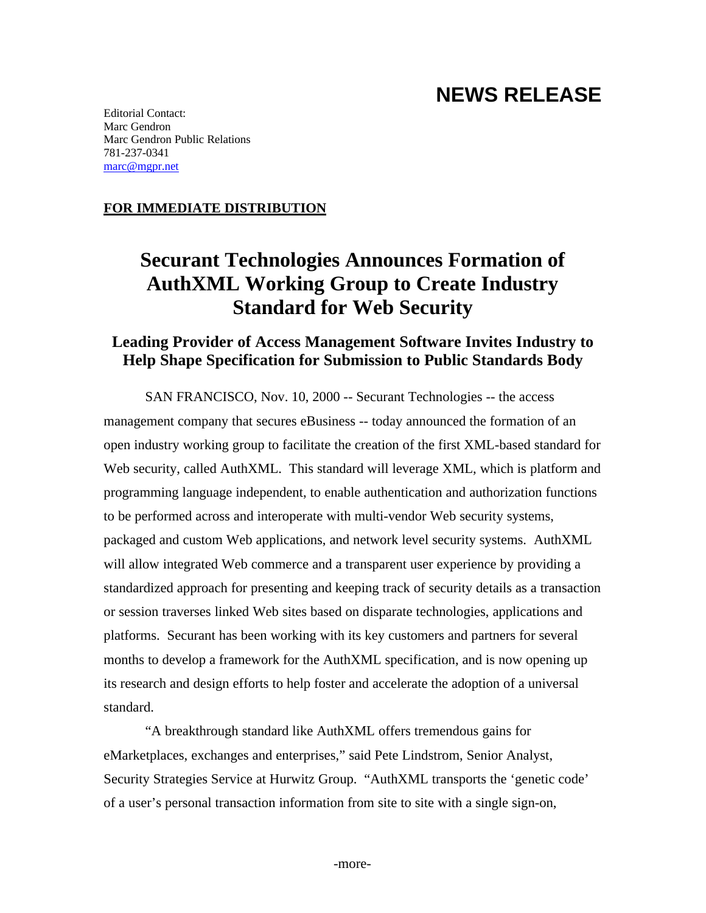# NEWS RELEASE

Editorial Contact:
Marc Gendron
Marc Gendron Public Relations
781-237-0341
marc@mgpr.net

**FOR IMMEDIATE DISTRIBUTION**

# Securant Technologies Announces Formation of AuthXML Working Group to Create Industry Standard for Web Security

## Leading Provider of Access Management Software Invites Industry to Help Shape Specification for Submission to Public Standards Body

SAN FRANCISCO, Nov. 10, 2000 -- Securant Technologies -- the access management company that secures eBusiness -- today announced the formation of an open industry working group to facilitate the creation of the first XML-based standard for Web security, called AuthXML. This standard will leverage XML, which is platform and programming language independent, to enable authentication and authorization functions to be performed across and interoperate with multi-vendor Web security systems, packaged and custom Web applications, and network level security systems. AuthXML will allow integrated Web commerce and a transparent user experience by providing a standardized approach for presenting and keeping track of security details as a transaction or session traverses linked Web sites based on disparate technologies, applications and platforms. Securant has been working with its key customers and partners for several months to develop a framework for the AuthXML specification, and is now opening up its research and design efforts to help foster and accelerate the adoption of a universal standard.

"A breakthrough standard like AuthXML offers tremendous gains for eMarketplaces, exchanges and enterprises," said Pete Lindstrom, Senior Analyst, Security Strategies Service at Hurwitz Group. "AuthXML transports the 'genetic code' of a user's personal transaction information from site to site with a single sign-on,

-more-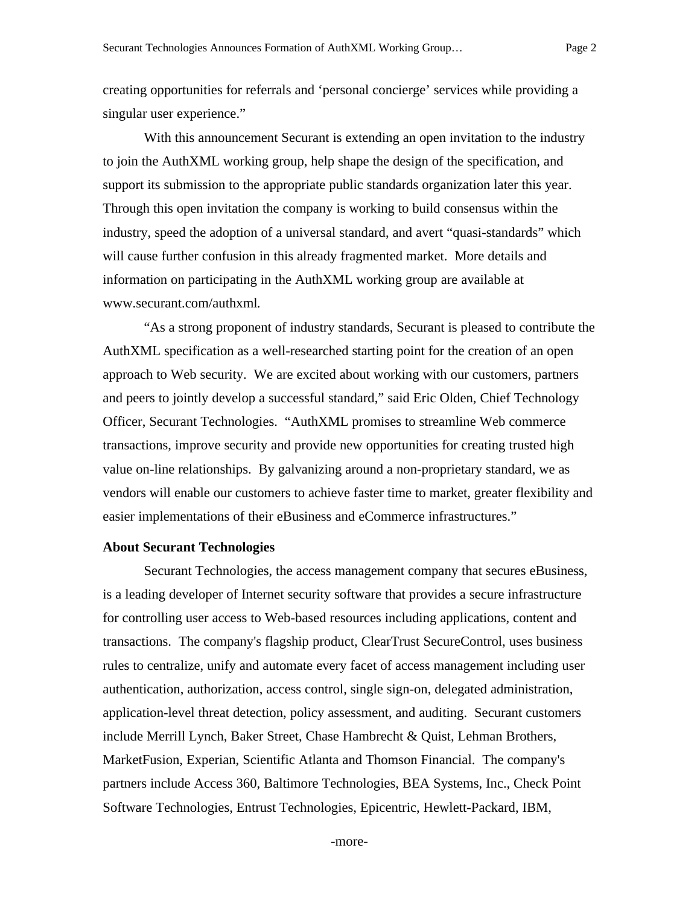creating opportunities for referrals and 'personal concierge' services while providing a singular user experience."

With this announcement Securant is extending an open invitation to the industry to join the AuthXML working group, help shape the design of the specification, and support its submission to the appropriate public standards organization later this year. Through this open invitation the company is working to build consensus within the industry, speed the adoption of a universal standard, and avert "quasi-standards" which will cause further confusion in this already fragmented market. More details and information on participating in the AuthXML working group are available at www.securant.com/authxml.

"As a strong proponent of industry standards, Securant is pleased to contribute the AuthXML specification as a well-researched starting point for the creation of an open approach to Web security. We are excited about working with our customers, partners and peers to jointly develop a successful standard," said Eric Olden, Chief Technology Officer, Securant Technologies. "AuthXML promises to streamline Web commerce transactions, improve security and provide new opportunities for creating trusted high value on-line relationships. By galvanizing around a non-proprietary standard, we as vendors will enable our customers to achieve faster time to market, greater flexibility and easier implementations of their eBusiness and eCommerce infrastructures."

**About Securant Technologies**

Securant Technologies, the access management company that secures eBusiness, is a leading developer of Internet security software that provides a secure infrastructure for controlling user access to Web-based resources including applications, content and transactions. The company's flagship product, ClearTrust SecureControl, uses business rules to centralize, unify and automate every facet of access management including user authentication, authorization, access control, single sign-on, delegated administration, application-level threat detection, policy assessment, and auditing. Securant customers include Merrill Lynch, Baker Street, Chase Hambrecht & Quist, Lehman Brothers, MarketFusion, Experian, Scientific Atlanta and Thomson Financial. The company's partners include Access 360, Baltimore Technologies, BEA Systems, Inc., Check Point Software Technologies, Entrust Technologies, Epicentric, Hewlett-Packard, IBM,

-more-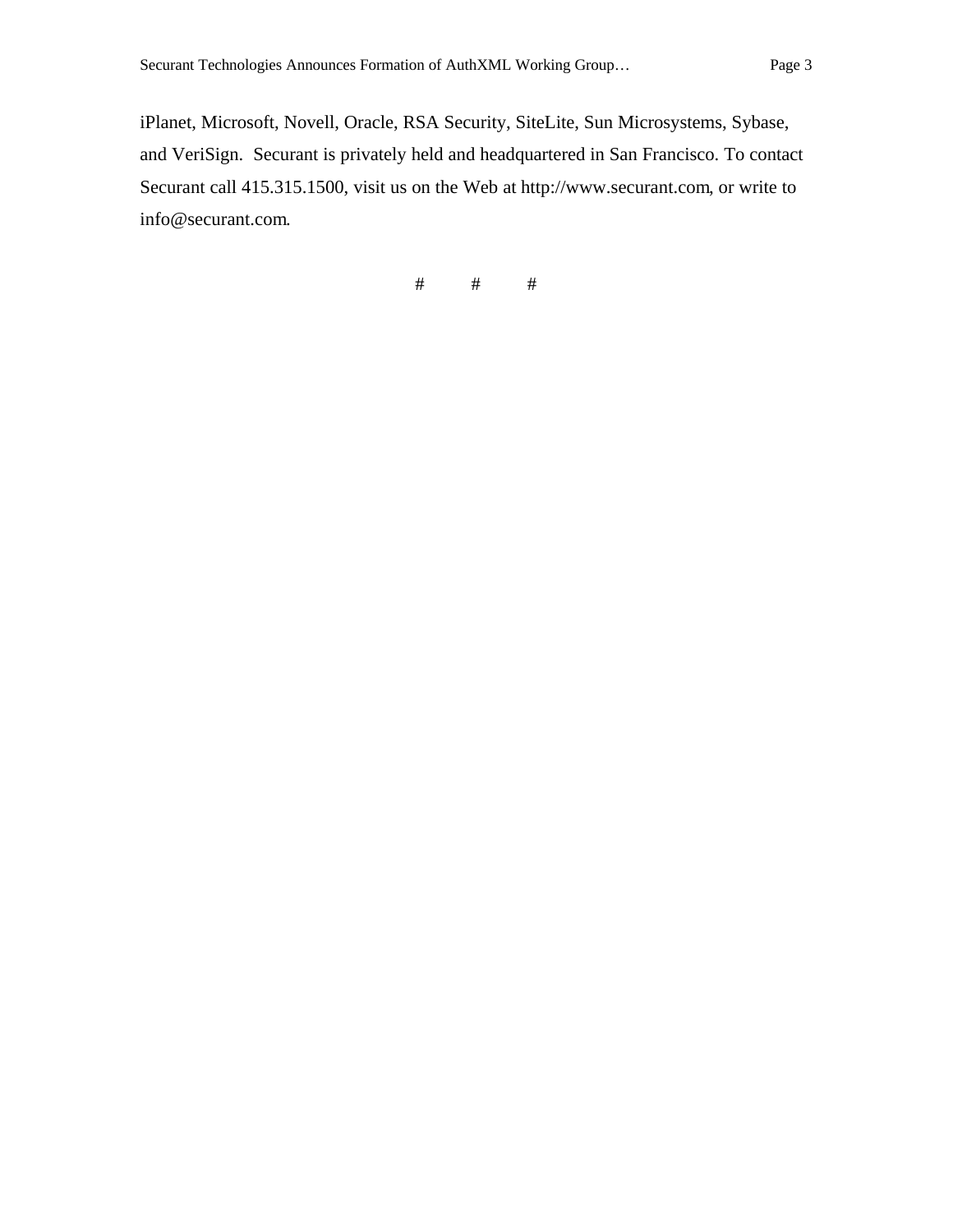iPlanet, Microsoft, Novell, Oracle, RSA Security, SiteLite, Sun Microsystems, Sybase, and VeriSign.  Securant is privately held and headquartered in San Francisco. To contact Securant call 415.315.1500, visit us on the Web at http://www.securant.com, or write to info@securant.com.

#   #   #